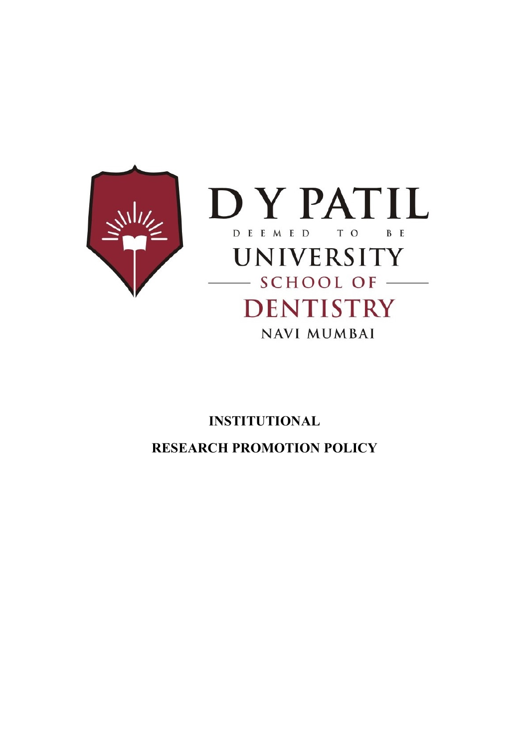D Y PATIL

DEEMED TO BE

UNIVERSITY

SCHOOL OF

DENTISTRY

NAVI MUMBAI

# INSTITUTIONAL

# RESEARCH PROMOTION POLICY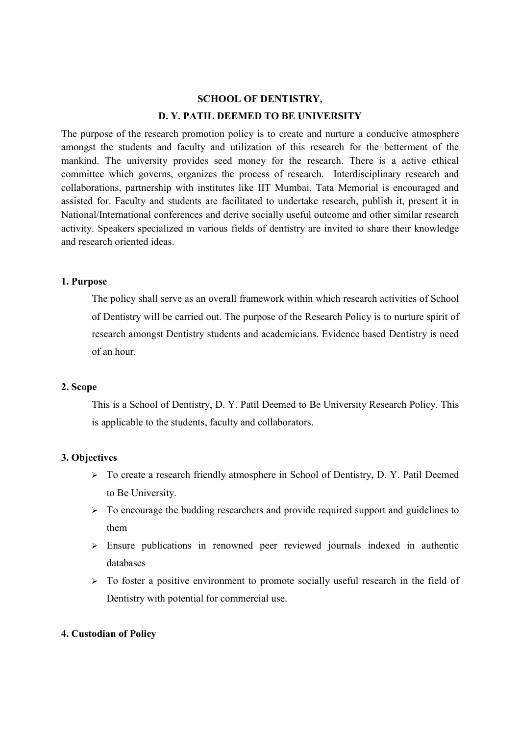**SCHOOL OF DENTISTRY,**

**D. Y. PATIL DEEMED TO BE UNIVERSITY**

The purpose of the research promotion policy is to create and nurture a conducive atmosphere amongst the students and faculty and utilization of this research for the betterment of the mankind. The university provides seed money for the research. There is a active ethical committee which governs, organizes the process of research. Interdisciplinary research and collaborations, partnership with institutes like IIT Mumbai, Tata Memorial is encouraged and assisted for. Faculty and students are facilitated to undertake research, publish it, present it in National/International conferences and derive socially useful outcome and other similar research activity. Speakers specialized in various fields of dentistry are invited to share their knowledge and research oriented ideas.

### 1. Purpose

The policy shall serve as an overall framework within which research activities of School of Dentistry will be carried out. The purpose of the Research Policy is to nurture spirit of research amongst Dentistry students and academicians. Evidence based Dentistry is need of an hour.

### 2. Scope

This is a School of Dentistry, D. Y. Patil Deemed to Be University Research Policy. This is applicable to the students, faculty and collaborators.

### 3. Objectives

- To create a research friendly atmosphere in School of Dentistry, D. Y. Patil Deemed to Be University.
- To encourage the budding researchers and provide required support and guidelines to them
- Ensure publications in renowned peer reviewed journals indexed in authentic databases
- To foster a positive environment to promote socially useful research in the field of Dentistry with potential for commercial use.

### 4. Custodian of Policy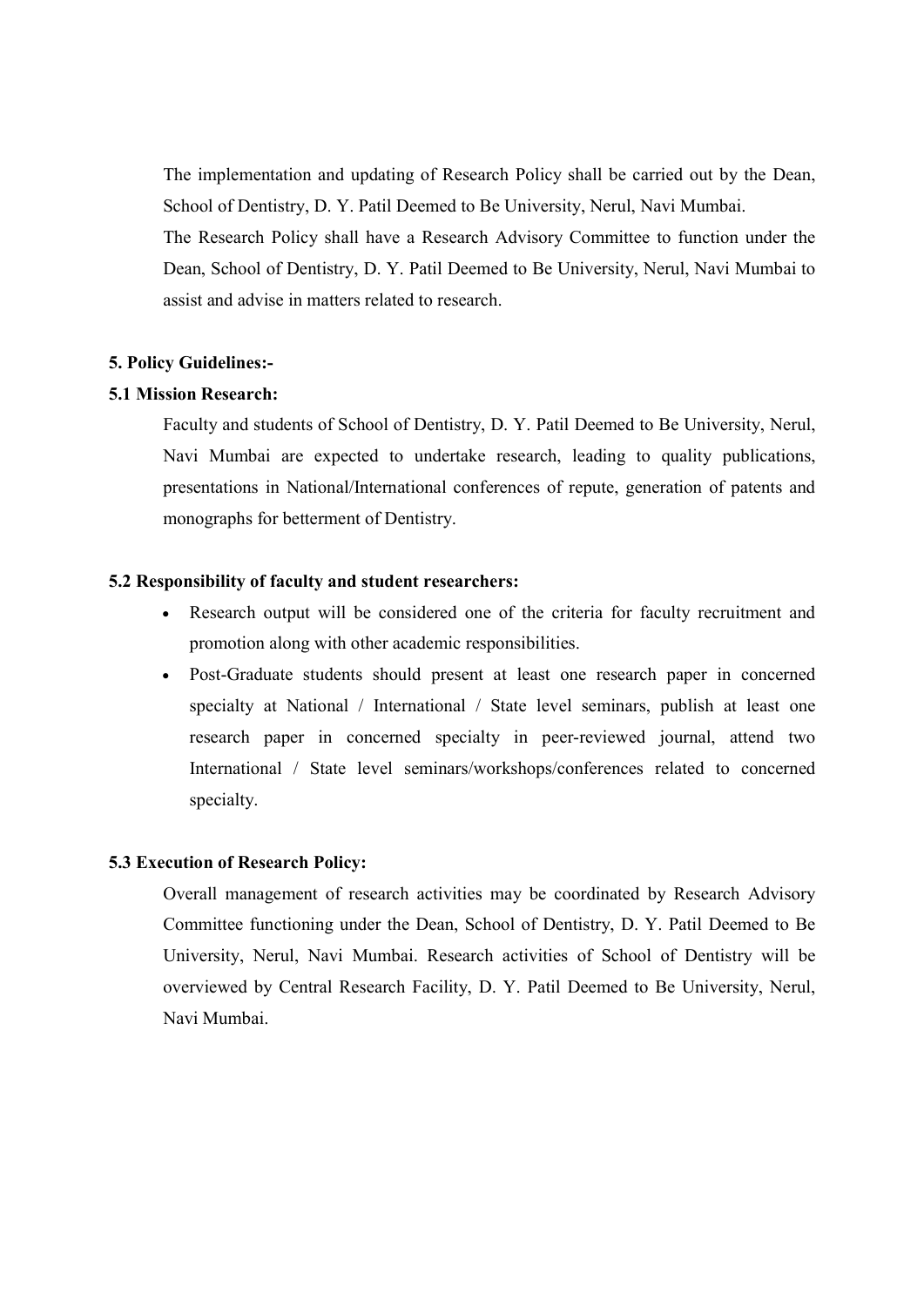The implementation and updating of Research Policy shall be carried out by the Dean, School of Dentistry, D. Y. Patil Deemed to Be University, Nerul, Navi Mumbai.

The Research Policy shall have a Research Advisory Committee to function under the Dean, School of Dentistry, D. Y. Patil Deemed to Be University, Nerul, Navi Mumbai to assist and advise in matters related to research.

**5. Policy Guidelines:-**

**5.1 Mission Research:**

Faculty and students of School of Dentistry, D. Y. Patil Deemed to Be University, Nerul, Navi Mumbai are expected to undertake research, leading to quality publications, presentations in National/International conferences of repute, generation of patents and monographs for betterment of Dentistry.

**5.2 Responsibility of faculty and student researchers:**

- Research output will be considered one of the criteria for faculty recruitment and promotion along with other academic responsibilities.
- Post-Graduate students should present at least one research paper in concerned specialty at National / International / State level seminars, publish at least one research paper in concerned specialty in peer-reviewed journal, attend two International / State level seminars/workshops/conferences related to concerned specialty.

**5.3 Execution of Research Policy:**

Overall management of research activities may be coordinated by Research Advisory Committee functioning under the Dean, School of Dentistry, D. Y. Patil Deemed to Be University, Nerul, Navi Mumbai. Research activities of School of Dentistry will be overviewed by Central Research Facility, D. Y. Patil Deemed to Be University, Nerul, Navi Mumbai.